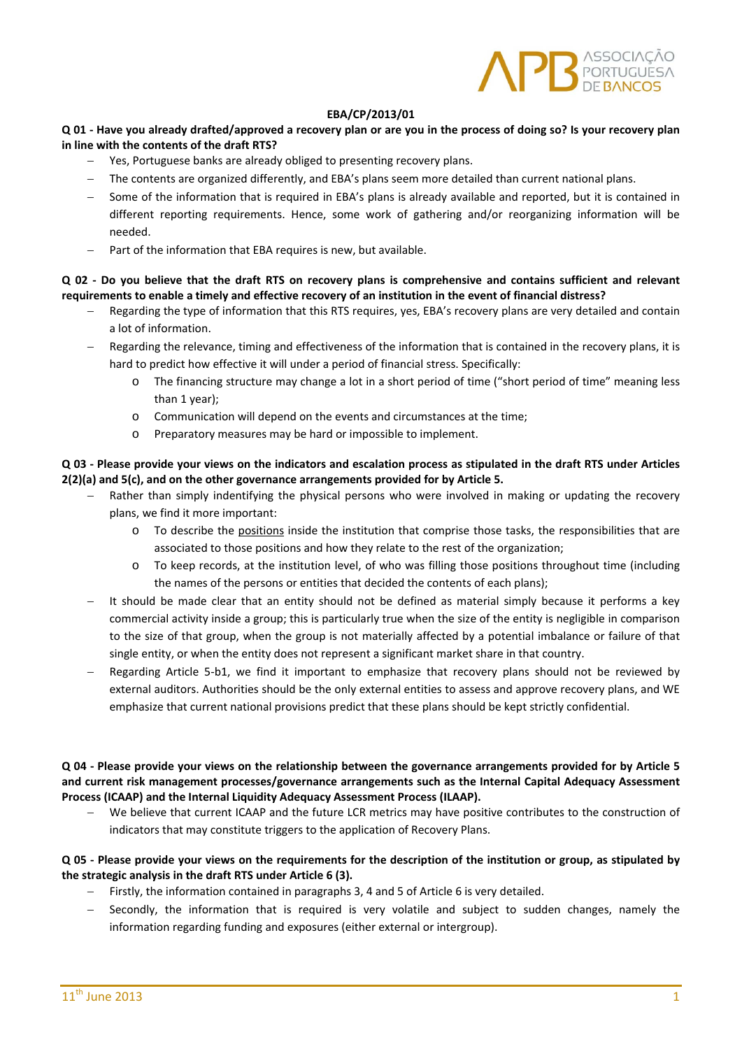**EBA/CP/2013/01**

**Q 01 - Have you already drafted/approved a recovery plan or are you in the process of doing so? Is your recovery plan in line with the contents of the draft RTS?**

- Yes, Portuguese banks are already obliged to presenting recovery plans.
- The contents are organized differently, and EBA's plans seem more detailed than current national plans.
- Some of the information that is required in EBA's plans is already available and reported, but it is contained in different reporting requirements. Hence, some work of gathering and/or reorganizing information will be needed.
- Part of the information that EBA requires is new, but available.

**Q 02 - Do you believe that the draft RTS on recovery plans is comprehensive and contains sufficient and relevant requirements to enable a timely and effective recovery of an institution in the event of financial distress?**

- Regarding the type of information that this RTS requires, yes, EBA's recovery plans are very detailed and contain a lot of information.
- Regarding the relevance, timing and effectiveness of the information that is contained in the recovery plans, it is hard to predict how effective it will under a period of financial stress. Specifically:
  - The financing structure may change a lot in a short period of time ("short period of time" meaning less than 1 year);
  - Communication will depend on the events and circumstances at the time;
  - Preparatory measures may be hard or impossible to implement.

**Q 03 - Please provide your views on the indicators and escalation process as stipulated in the draft RTS under Articles 2(2)(a) and 5(c), and on the other governance arrangements provided for by Article 5.**

- Rather than simply indentifying the physical persons who were involved in making or updating the recovery plans, we find it more important:
  - To describe the <u>positions</u> inside the institution that comprise those tasks, the responsibilities that are associated to those positions and how they relate to the rest of the organization;
  - To keep records, at the institution level, of who was filling those positions throughout time (including the names of the persons or entities that decided the contents of each plans);
- It should be made clear that an entity should not be defined as material simply because it performs a key commercial activity inside a group; this is particularly true when the size of the entity is negligible in comparison to the size of that group, when the group is not materially affected by a potential imbalance or failure of that single entity, or when the entity does not represent a significant market share in that country.
- Regarding Article 5-b1, we find it important to emphasize that recovery plans should not be reviewed by external auditors. Authorities should be the only external entities to assess and approve recovery plans, and WE emphasize that current national provisions predict that these plans should be kept strictly confidential.

**Q 04 - Please provide your views on the relationship between the governance arrangements provided for by Article 5 and current risk management processes/governance arrangements such as the Internal Capital Adequacy Assessment Process (ICAAP) and the Internal Liquidity Adequacy Assessment Process (ILAAP).**

- We believe that current ICAAP and the future LCR metrics may have positive contributes to the construction of indicators that may constitute triggers to the application of Recovery Plans.

**Q 05 - Please provide your views on the requirements for the description of the institution or group, as stipulated by the strategic analysis in the draft RTS under Article 6 (3).**

- Firstly, the information contained in paragraphs 3, 4 and 5 of Article 6 is very detailed.
- Secondly, the information that is required is very volatile and subject to sudden changes, namely the information regarding funding and exposures (either external or intergroup).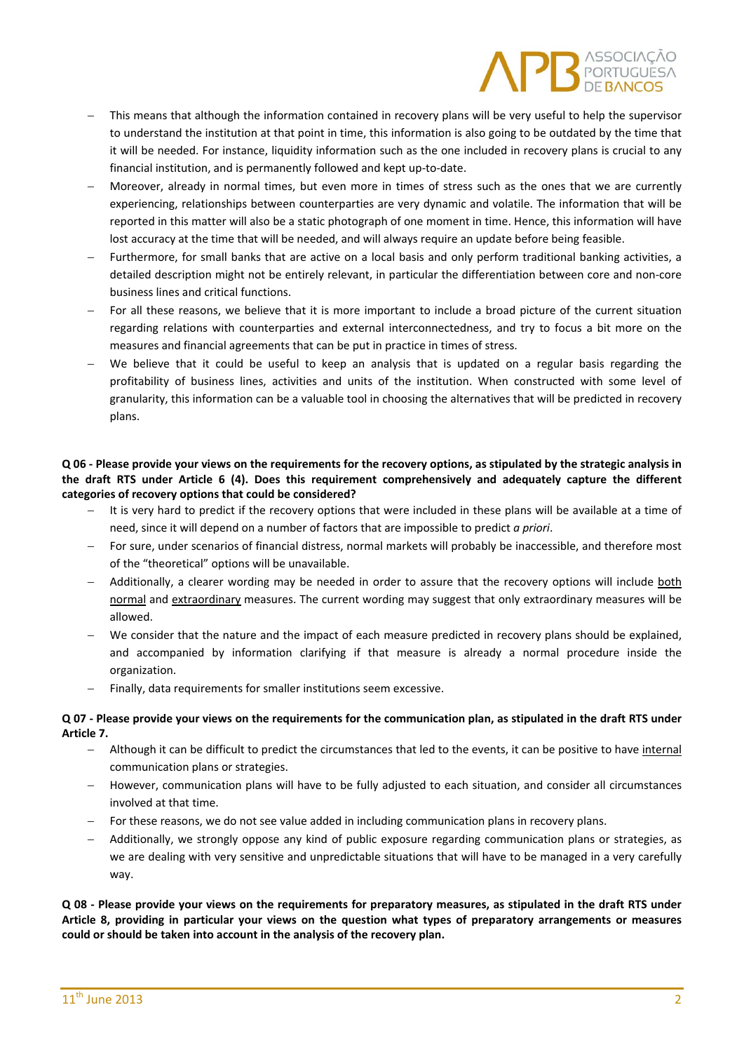- This means that although the information contained in recovery plans will be very useful to help the supervisor to understand the institution at that point in time, this information is also going to be outdated by the time that it will be needed. For instance, liquidity information such as the one included in recovery plans is crucial to any financial institution, and is permanently followed and kept up-to-date.
- Moreover, already in normal times, but even more in times of stress such as the ones that we are currently experiencing, relationships between counterparties are very dynamic and volatile. The information that will be reported in this matter will also be a static photograph of one moment in time. Hence, this information will have lost accuracy at the time that will be needed, and will always require an update before being feasible.
- Furthermore, for small banks that are active on a local basis and only perform traditional banking activities, a detailed description might not be entirely relevant, in particular the differentiation between core and non-core business lines and critical functions.
- For all these reasons, we believe that it is more important to include a broad picture of the current situation regarding relations with counterparties and external interconnectedness, and try to focus a bit more on the measures and financial agreements that can be put in practice in times of stress.
- We believe that it could be useful to keep an analysis that is updated on a regular basis regarding the profitability of business lines, activities and units of the institution. When constructed with some level of granularity, this information can be a valuable tool in choosing the alternatives that will be predicted in recovery plans.

**Q 06 - Please provide your views on the requirements for the recovery options, as stipulated by the strategic analysis in the draft RTS under Article 6 (4). Does this requirement comprehensively and adequately capture the different categories of recovery options that could be considered?**

- It is very hard to predict if the recovery options that were included in these plans will be available at a time of need, since it will depend on a number of factors that are impossible to predict *a priori*.
- For sure, under scenarios of financial distress, normal markets will probably be inaccessible, and therefore most of the "theoretical" options will be unavailable.
- Additionally, a clearer wording may be needed in order to assure that the recovery options will include both normal and extraordinary measures. The current wording may suggest that only extraordinary measures will be allowed.
- We consider that the nature and the impact of each measure predicted in recovery plans should be explained, and accompanied by information clarifying if that measure is already a normal procedure inside the organization.
- Finally, data requirements for smaller institutions seem excessive.

**Q 07 - Please provide your views on the requirements for the communication plan, as stipulated in the draft RTS under Article 7.**

- Although it can be difficult to predict the circumstances that led to the events, it can be positive to have internal communication plans or strategies.
- However, communication plans will have to be fully adjusted to each situation, and consider all circumstances involved at that time.
- For these reasons, we do not see value added in including communication plans in recovery plans.
- Additionally, we strongly oppose any kind of public exposure regarding communication plans or strategies, as we are dealing with very sensitive and unpredictable situations that will have to be managed in a very carefully way.

**Q 08 - Please provide your views on the requirements for preparatory measures, as stipulated in the draft RTS under Article 8, providing in particular your views on the question what types of preparatory arrangements or measures could or should be taken into account in the analysis of the recovery plan.**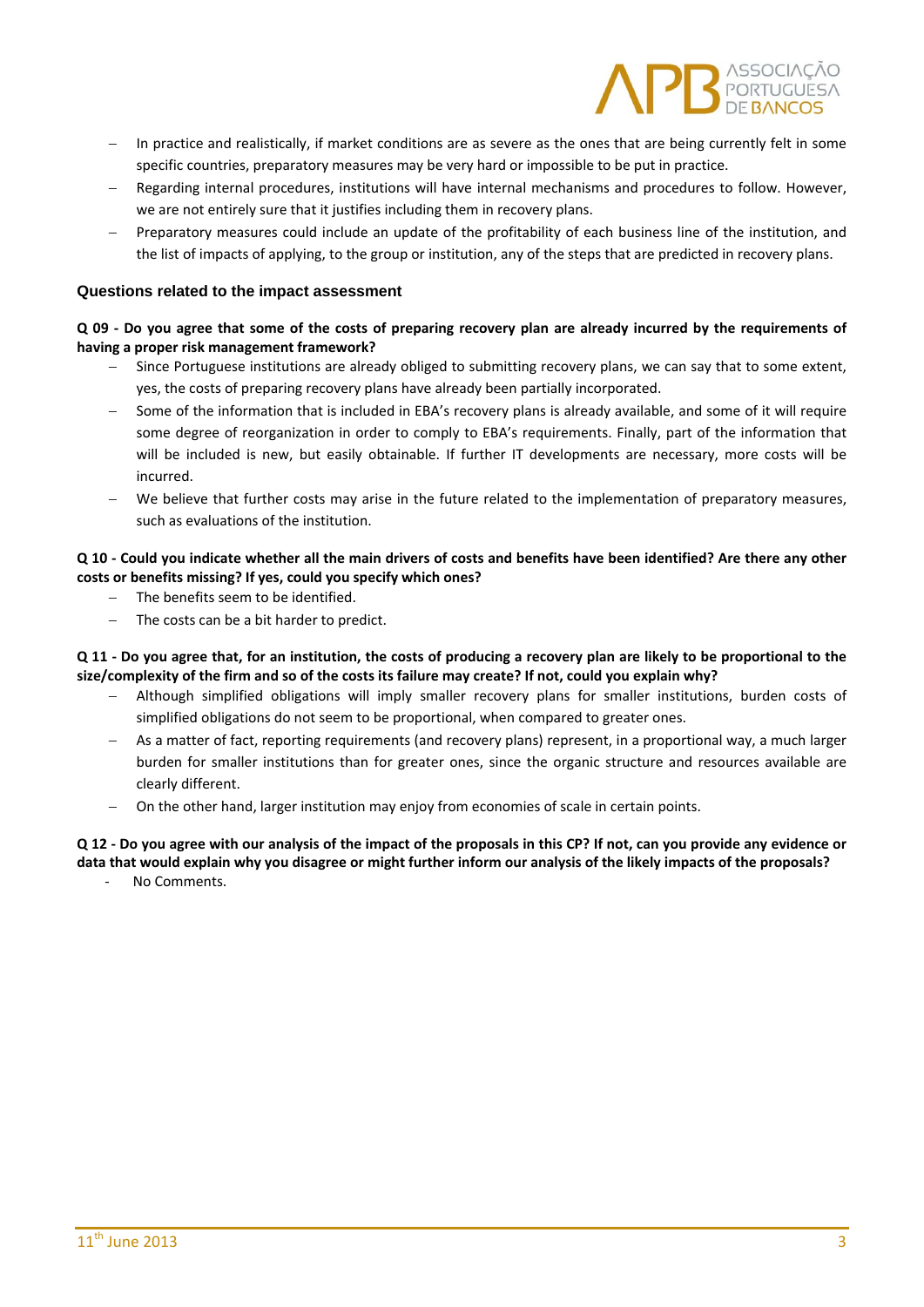- In practice and realistically, if market conditions are as severe as the ones that are being currently felt in some specific countries, preparatory measures may be very hard or impossible to be put in practice.
- Regarding internal procedures, institutions will have internal mechanisms and procedures to follow. However, we are not entirely sure that it justifies including them in recovery plans.
- Preparatory measures could include an update of the profitability of each business line of the institution, and the list of impacts of applying, to the group or institution, any of the steps that are predicted in recovery plans.

### Questions related to the impact assessment

**Q 09 - Do you agree that some of the costs of preparing recovery plan are already incurred by the requirements of having a proper risk management framework?**

- Since Portuguese institutions are already obliged to submitting recovery plans, we can say that to some extent, yes, the costs of preparing recovery plans have already been partially incorporated.
- Some of the information that is included in EBA's recovery plans is already available, and some of it will require some degree of reorganization in order to comply to EBA's requirements. Finally, part of the information that will be included is new, but easily obtainable. If further IT developments are necessary, more costs will be incurred.
- We believe that further costs may arise in the future related to the implementation of preparatory measures, such as evaluations of the institution.

**Q 10 - Could you indicate whether all the main drivers of costs and benefits have been identified? Are there any other costs or benefits missing? If yes, could you specify which ones?**

- The benefits seem to be identified.
- The costs can be a bit harder to predict.

**Q 11 - Do you agree that, for an institution, the costs of producing a recovery plan are likely to be proportional to the size/complexity of the firm and so of the costs its failure may create? If not, could you explain why?**

- Although simplified obligations will imply smaller recovery plans for smaller institutions, burden costs of simplified obligations do not seem to be proportional, when compared to greater ones.
- As a matter of fact, reporting requirements (and recovery plans) represent, in a proportional way, a much larger burden for smaller institutions than for greater ones, since the organic structure and resources available are clearly different.
- On the other hand, larger institution may enjoy from economies of scale in certain points.

**Q 12 - Do you agree with our analysis of the impact of the proposals in this CP? If not, can you provide any evidence or data that would explain why you disagree or might further inform our analysis of the likely impacts of the proposals?**

- No Comments.